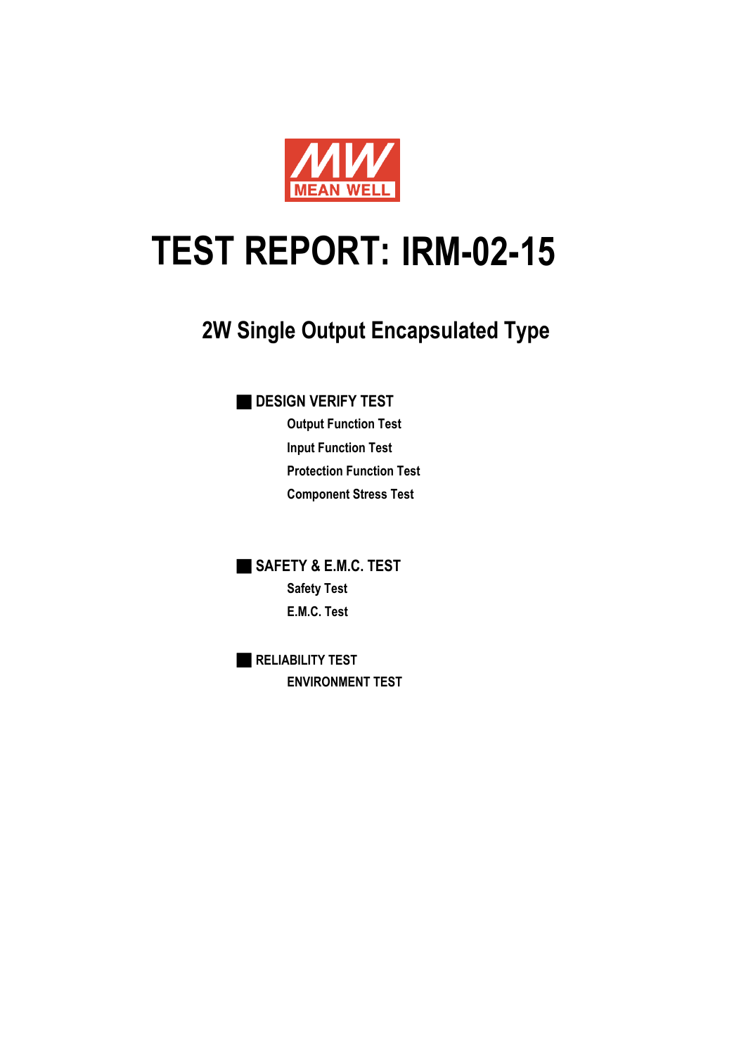MEAN WELL

# TEST REPORT: IRM-02-15

## 2W Single Output Encapsulated Type

### DESIGN VERIFY TEST

- Output Function Test
- Input Function Test
- Protection Function Test
- Component Stress Test

### SAFETY & E.M.C. TEST

- Safety Test
- E.M.C. Test

### RELIABILITY TEST

- ENVIRONMENT TEST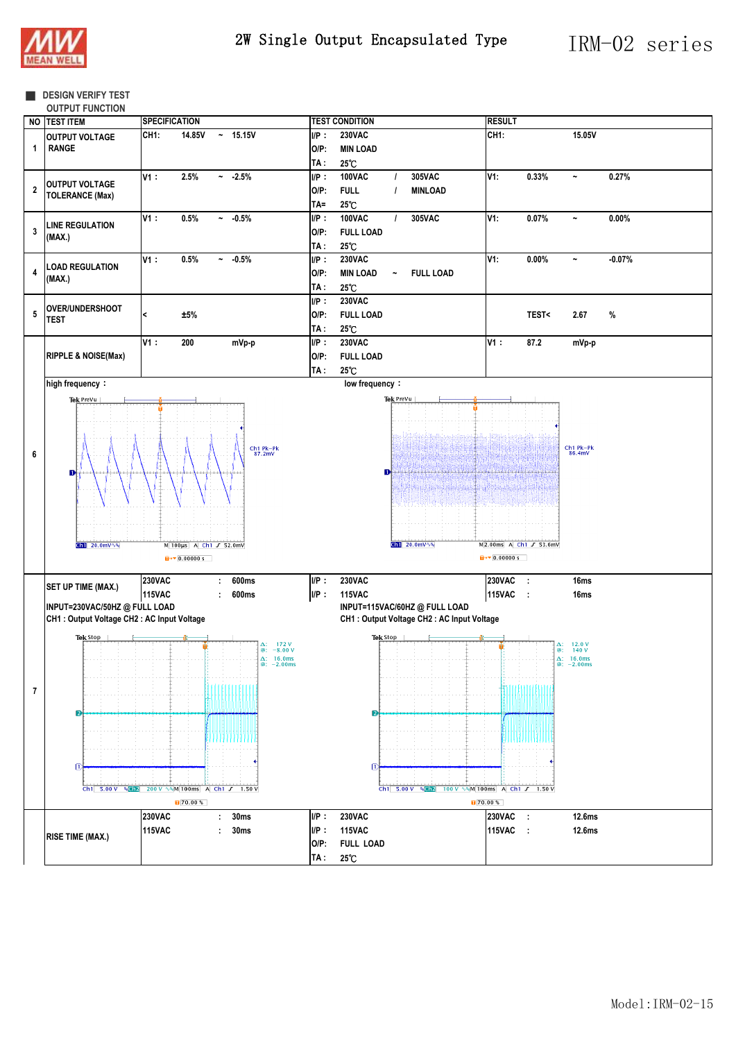## DESIGN VERIFY TEST

### OUTPUT FUNCTION

| NO | TEST ITEM | SPECIFICATION | TEST CONDITION | RESULT |
|---|---|---|---|---|
| 1 | OUTPUT VOLTAGE RANGE | CH1: 14.85V ~ 15.15V | I/P : 230VAC<br>O/P: MIN LOAD<br>TA : 25℃ | CH1: 15.05V |
| 2 | OUTPUT VOLTAGE TOLERANCE (Max) | V1 : 2.5% ~ -2.5% | I/P : 100VAC / 305VAC<br>O/P: FULL / MINLOAD<br>TA= 25℃ | V1: 0.33% ~ 0.27% |
| 3 | LINE REGULATION (MAX.) | V1 : 0.5% ~ -0.5% | I/P : 100VAC / 305VAC<br>O/P: FULL LOAD<br>TA : 25℃ | V1: 0.07% ~ 0.00% |
| 4 | LOAD REGULATION (MAX.) | V1 : 0.5% ~ -0.5% | I/P : 230VAC<br>O/P: MIN LOAD ~ FULL LOAD<br>TA : 25℃ | V1: 0.00% ~ -0.07% |
| 5 | OVER/UNDERSHOOT TEST | < ±5% | I/P : 230VAC<br>O/P: FULL LOAD<br>TA : 25℃ | TEST< 2.67 % |
| 6 | RIPPLE & NOISE(Max) | V1 : 200 mVp-p | I/P : 230VAC<br>O/P: FULL LOAD<br>TA : 25℃ | V1 : 87.2 mVp-p |

high frequency :

Tek PreVu
Ch1 Pk−Pk 87.2mV
Ch1 20.0mV M 100µs A Ch1 ∫ 52.0mV
0.00000 s

low frequency :

Tek PreVu
Ch1 Pk−Pk 86.4mV
Ch1 20.0mV M 2.00ms A Ch1 ∫ 53.6mV
0.00000 s

| NO | TEST ITEM | SPECIFICATION | TEST CONDITION | RESULT |
|---|---|---|---|---|
| 7 | SET UP TIME (MAX.) | 230VAC : 600ms<br>115VAC : 600ms | I/P : 230VAC<br>I/P : 115VAC | 230VAC : 16ms<br>115VAC : 16ms |

INPUT=230VAC/50HZ @ FULL LOAD
CH1 : Output Voltage CH2 : AC Input Voltage

Tek Stop
Δ: 172 V
@: −8.00 V
Δ: 16.0ms
@: −2.00ms
Ch1 5.00 V Ch2 200 V M 100ms A Ch1 ∫ 1.50 V
70.00 %

INPUT=115VAC/60HZ @ FULL LOAD
CH1 : Output Voltage CH2 : AC Input Voltage

Tek Stop
Δ: 12.0 V
@: 140 V
Δ: 16.0ms
@: −2.00ms
Ch1 5.00 V Ch2 100 V M 100ms A Ch1 ∫ 1.50 V
70.00 %

| NO | TEST ITEM | SPECIFICATION | TEST CONDITION | RESULT |
|---|---|---|---|---|
| | RISE TIME (MAX.) | 230VAC : 30ms<br>115VAC : 30ms | I/P : 230VAC<br>I/P : 115VAC<br>O/P: FULL LOAD<br>TA : 25℃ | 230VAC : 12.6ms<br>115VAC : 12.6ms |

Model:IRM-02-15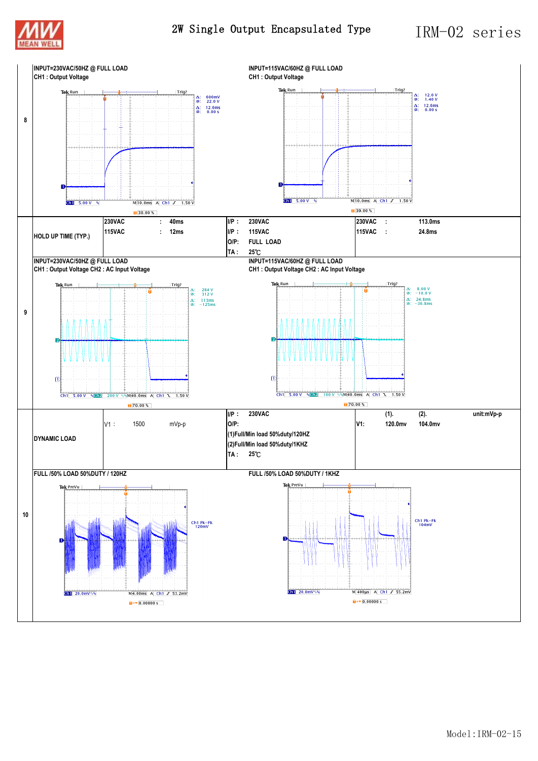| | | |
|---|---|---|
| 8 | INPUT=230VAC/50HZ @ FULL LOAD<br>CH1 : Output Voltage | INPUT=115VAC/60HZ @ FULL LOAD<br>CH1 : Output Voltage |

| | | | |
|---|---|---|---|
| HOLD UP TIME (TYP.) | 230VAC : 40ms<br>115VAC : 12ms | I/P : 230VAC<br>I/P : 115VAC<br>O/P: FULL LOAD<br>TA : 25℃ | 230VAC : 113.0ms<br>115VAC : 24.8ms |

| | | |
|---|---|---|
| 9 | INPUT=230VAC/50HZ @ FULL LOAD<br>CH1 : Output Voltage CH2 : AC Input Voltage | INPUT=115VAC/60HZ @ FULL LOAD<br>CH1 : Output Voltage CH2 : AC Input Voltage |

| | | | | | |
|---|---|---|---|---|---|
| DYNAMIC LOAD | V1 : 1500 mVp-p | I/P : 230VAC<br>O/P:<br>(1)Full/Min load 50%duty/120HZ<br>(2)Full/Min load 50%duty/1KHZ<br>TA : 25℃ | V1: | (1).<br>120.0mv | (2).<br>104.0mv unit:mVp-p |

| | | |
|---|---|---|
| 10 | FULL /50% LOAD 50%DUTY / 120HZ | FULL /50% LOAD 50%DUTY / 1KHZ |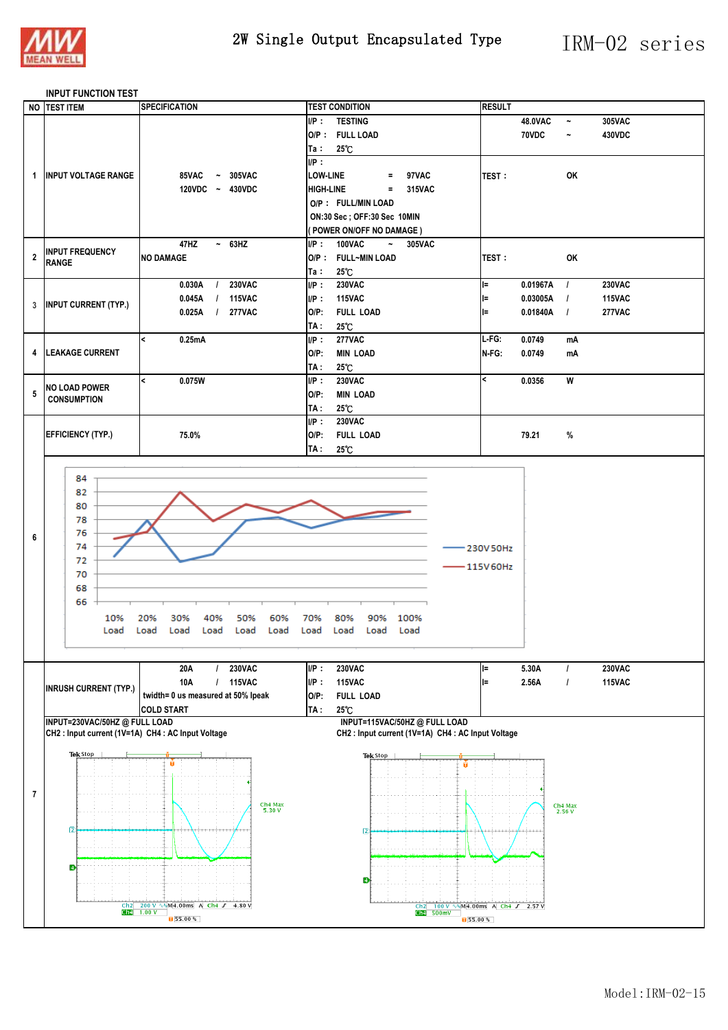2W Single Output Encapsulated Type

# IRM-02 series

## INPUT FUNCTION TEST

| NO | TEST ITEM | SPECIFICATION | TEST CONDITION | RESULT |
|---|---|---|---|---|
| 1 | INPUT VOLTAGE RANGE | 85VAC ~ 305VAC<br>120VDC ~ 430VDC | I/P : TESTING<br>O/P : FULL LOAD<br>Ta : 25℃ | 48.0VAC ~ 305VAC<br>70VDC ~ 430VDC |
| | | | I/P :<br>LOW-LINE = 97VAC<br>HIGH-LINE = 315VAC<br>O/P : FULL/MIN LOAD<br>ON:30 Sec ; OFF:30 Sec 10MIN<br>( POWER ON/OFF NO DAMAGE ) | TEST : OK |
| 2 | INPUT FREQUENCY RANGE | 47HZ ~ 63HZ<br>NO DAMAGE | I/P : 100VAC ~ 305VAC<br>O/P : FULL~MIN LOAD<br>Ta : 25℃ | TEST : OK |
| 3 | INPUT CURRENT (TYP.) | 0.030A / 230VAC<br>0.045A / 115VAC<br>0.025A / 277VAC | I/P : 230VAC<br>I/P : 115VAC<br>O/P: FULL LOAD<br>TA : 25℃ | I= 0.01967A / 230VAC<br>I= 0.03005A / 115VAC<br>I= 0.01840A / 277VAC |
| 4 | LEAKAGE CURRENT | < 0.25mA | I/P : 277VAC<br>O/P: MIN LOAD<br>TA : 25℃ | L-FG: 0.0749 mA<br>N-FG: 0.0749 mA |
| 5 | NO LOAD POWER CONSUMPTION | < 0.075W | I/P : 230VAC<br>O/P: MIN LOAD<br>TA : 25℃ | < 0.0356 W |
| 6 | EFFICIENCY (TYP.) | 75.0% | I/P : 230VAC<br>O/P: FULL LOAD<br>TA : 25℃ | 79.21 % |
| 7 | INRUSH CURRENT (TYP.) | 20A / 230VAC<br>10A / 115VAC<br>twidth= 0 us measured at 50% Ipeak<br>COLD START | I/P : 230VAC<br>I/P : 115VAC<br>O/P: FULL LOAD<br>TA : 25℃ | I= 5.30A / 230VAC<br>I= 2.56A / 115VAC |

Efficiency chart (item 6): 230V 50Hz and 115V 60Hz curves, efficiency (66–84) vs. load (10% Load – 100% Load).

INPUT=230VAC/50HZ @ FULL LOAD
CH2 : Input current (1V=1A) CH4 : AC Input Voltage

INPUT=115VAC/50HZ @ FULL LOAD
CH2 : Input current (1V=1A) CH4 : AC Input Voltage

Model:IRM-02-15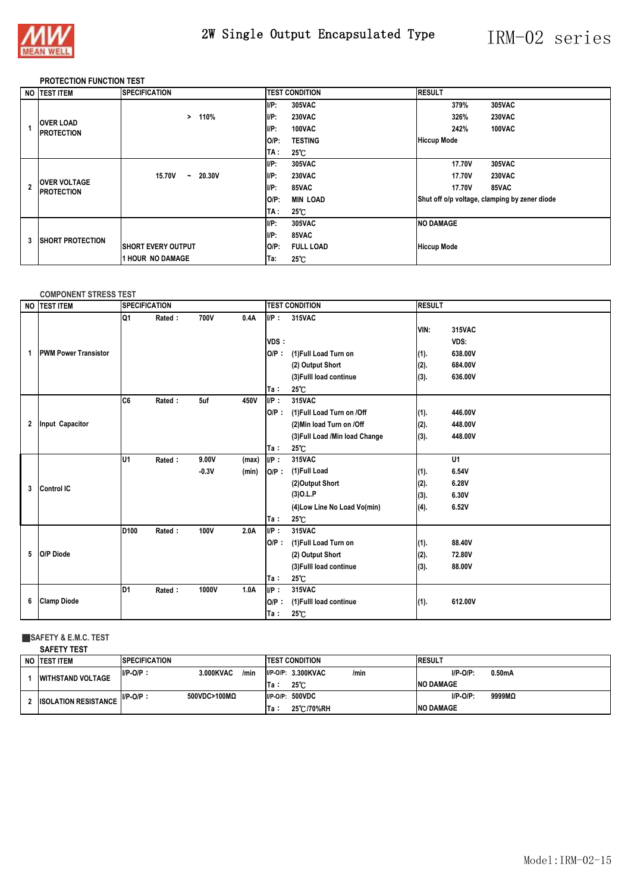## PROTECTION FUNCTION TEST

| NO | TEST ITEM | SPECIFICATION | TEST CONDITION | RESULT |
|---|---|---|---|---|
| 1 | OVER LOAD PROTECTION | > 110% | I/P: 305VAC<br>I/P: 230VAC<br>I/P: 100VAC<br>O/P: TESTING<br>TA : 25℃ | 379% 305VAC<br>326% 230VAC<br>242% 100VAC<br>Hiccup Mode |
| 2 | OVER VOLTAGE PROTECTION | 15.70V ~ 20.30V | I/P: 305VAC<br>I/P: 230VAC<br>I/P: 85VAC<br>O/P: MIN LOAD<br>TA : 25℃ | 17.70V 305VAC<br>17.70V 230VAC<br>17.70V 85VAC<br>Shut off o/p voltage, clamping by zener diode |
| 3 | SHORT PROTECTION | SHORT EVERY OUTPUT<br>1 HOUR NO DAMAGE | I/P: 305VAC<br>I/P: 85VAC<br>O/P: FULL LOAD<br>Ta: 25℃ | NO DAMAGE<br>Hiccup Mode |

## COMPONENT STRESS TEST

| NO | TEST ITEM | SPECIFICATION | TEST CONDITION | RESULT |
|---|---|---|---|---|
| 1 | PWM Power Transistor | Q1 Rated : 700V 0.4A | I/P : 315VAC<br>VDS :<br>O/P : (1)Full Load Turn on<br>(2) Output Short<br>(3)Fulll load continue<br>Ta : 25℃ | VIN: 315VAC<br>VDS:<br>(1). 638.00V<br>(2). 684.00V<br>(3). 636.00V |
| 2 | Input Capacitor | C6 Rated : 5uf 450V | I/P : 315VAC<br>O/P : (1)Full Load Turn on /Off<br>(2)Min load Turn on /Off<br>(3)Full Load /Min load Change<br>Ta : 25℃ | (1). 446.00V<br>(2). 448.00V<br>(3). 448.00V |
| 3 | Control IC | U1 Rated : 9.00V (max)<br>-0.3V (min) | I/P : 315VAC<br>O/P : (1)Full Load<br>(2)Output Short<br>(3)O.L.P<br>(4)Low Line No Load Vo(min)<br>Ta : 25℃ | U1<br>(1). 6.54V<br>(2). 6.28V<br>(3). 6.30V<br>(4). 6.52V |
| 5 | O/P Diode | D100 Rated : 100V 2.0A | I/P : 315VAC<br>O/P : (1)Full Load Turn on<br>(2) Output Short<br>(3)Fulll load continue<br>Ta : 25℃ | (1). 88.40V<br>(2). 72.80V<br>(3). 88.00V |
| 6 | Clamp Diode | D1 Rated : 1000V 1.0A | I/P : 315VAC<br>O/P : (1)Fulll load continue<br>Ta : 25℃ | (1). 612.00V |

## ■SAFETY & E.M.C. TEST

### SAFETY TEST

| NO | TEST ITEM | SPECIFICATION | TEST CONDITION | RESULT |
|---|---|---|---|---|
| 1 | WITHSTAND VOLTAGE | I/P-O/P : 3.000KVAC /min | I/P-O/P: 3.300KVAC /min<br>Ta : 25℃ | I/P-O/P: 0.50mA<br>NO DAMAGE |
| 2 | ISOLATION RESISTANCE | I/P-O/P : 500VDC>100MΩ | I/P-O/P: 500VDC<br>Ta : 25℃/70%RH | I/P-O/P: 9999MΩ<br>NO DAMAGE |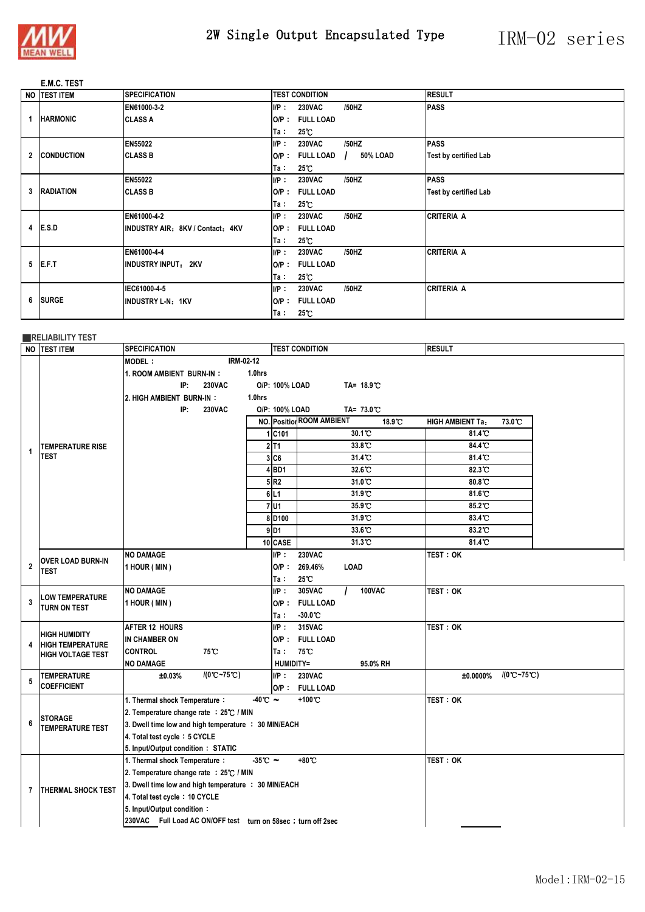# 2W Single Output Encapsulated Type — IRM-02 series

### E.M.C. TEST

| NO | TEST ITEM | SPECIFICATION | TEST CONDITION | RESULT |
|---|---|---|---|---|
| 1 | HARMONIC | EN61000-3-2<br>CLASS A | I/P： 230VAC /50HZ<br>O/P： FULL LOAD<br>Ta： 25℃ | PASS |
| 2 | CONDUCTION | EN55022<br>CLASS B | I/P： 230VAC /50HZ<br>O/P： FULL LOAD / 50% LOAD<br>Ta： 25℃ | PASS<br>Test by certified Lab |
| 3 | RADIATION | EN55022<br>CLASS B | I/P： 230VAC /50HZ<br>O/P： FULL LOAD<br>Ta： 25℃ | PASS<br>Test by certified Lab |
| 4 | E.S.D | EN61000-4-2<br>INDUSTRY AIR：8KV / Contact：4KV | I/P： 230VAC /50HZ<br>O/P： FULL LOAD<br>Ta： 25℃ | CRITERIA A |
| 5 | E.F.T | EN61000-4-4<br>INDUSTRY INPUT：2KV | I/P： 230VAC /50HZ<br>O/P： FULL LOAD<br>Ta： 25℃ | CRITERIA A |
| 6 | SURGE | IEC61000-4-5<br>INDUSTRY L-N：1KV | I/P： 230VAC /50HZ<br>O/P： FULL LOAD<br>Ta： 25℃ | CRITERIA A |

### RELIABILITY TEST

| NO | TEST ITEM | SPECIFICATION | TEST CONDITION | RESULT |
|---|---|---|---|---|
| 1 | TEMPERATURE RISE TEST | MODEL： IRM-02-12<br>1. ROOM AMBIENT BURN-IN： 1.0hrs<br>IP: 230VAC O/P: 100% LOAD TA= 18.9℃<br>2. HIGH AMBIENT BURN-IN： 1.0hrs<br>IP: 230VAC O/P: 100% LOAD TA= 73.0℃ | | |

| NO. | Position | ROOM AMBIENT 18.9℃ | HIGH AMBIENT Ta： 73.0℃ |
|---|---|---|---|
| 1 | C101 | 30.1℃ | 81.4℃ |
| 2 | T1 | 33.8℃ | 84.4℃ |
| 3 | C6 | 31.4℃ | 81.4℃ |
| 4 | BD1 | 32.6℃ | 82.3℃ |
| 5 | R2 | 31.0℃ | 80.8℃ |
| 6 | L1 | 31.9℃ | 81.6℃ |
| 7 | U1 | 35.9℃ | 85.2℃ |
| 8 | D100 | 31.9℃ | 83.4℃ |
| 9 | D1 | 33.6℃ | 83.2℃ |
| 10 | CASE | 31.3℃ | 81.4℃ |

| NO | TEST ITEM | SPECIFICATION | TEST CONDITION | RESULT |
|---|---|---|---|---|
| 2 | OVER LOAD BURN-IN TEST | NO DAMAGE<br>1 HOUR ( MIN ) | I/P： 230VAC<br>O/P： 269.46% LOAD<br>Ta： 25℃ | TEST：OK |
| 3 | LOW TEMPERATURE TURN ON TEST | NO DAMAGE<br>1 HOUR ( MIN ) | I/P： 305VAC / 100VAC<br>O/P： FULL LOAD<br>Ta： -30.0℃ | TEST：OK |
| 4 | HIGH HUMIDITY HIGH TEMPERATURE HIGH VOLTAGE TEST | AFTER 12 HOURS<br>IN CHAMBER ON<br>CONTROL 75℃<br>NO DAMAGE | I/P： 315VAC<br>O/P： FULL LOAD<br>Ta： 75℃<br>HUMIDITY= 95.0% RH | TEST：OK |
| 5 | TEMPERATURE COEFFICIENT | ±0.03% /(0℃~75℃) | I/P： 230VAC<br>O/P： FULL LOAD | ±0.0000% /(0℃~75℃) |
| 6 | STORAGE TEMPERATURE TEST | 1. Thermal shock Temperature： -40℃ ~ +100℃<br>2. Temperature change rate ：25℃ / MIN<br>3. Dwell time low and high temperature ： 30 MIN/EACH<br>4. Total test cycle：5 CYCLE<br>5. Input/Output condition：STATIC | | TEST：OK |
| 7 | THERMAL SHOCK TEST | 1. Thermal shock Temperature： -35℃ ~ +80℃<br>2. Temperature change rate ：25℃ / MIN<br>3. Dwell time low and high temperature ： 30 MIN/EACH<br>4. Total test cycle：10 CYCLE<br>5. Input/Output condition：<br>230VAC Full Load AC ON/OFF test turn on 58sec；turn off 2sec | | TEST：OK |

Model:IRM-02-15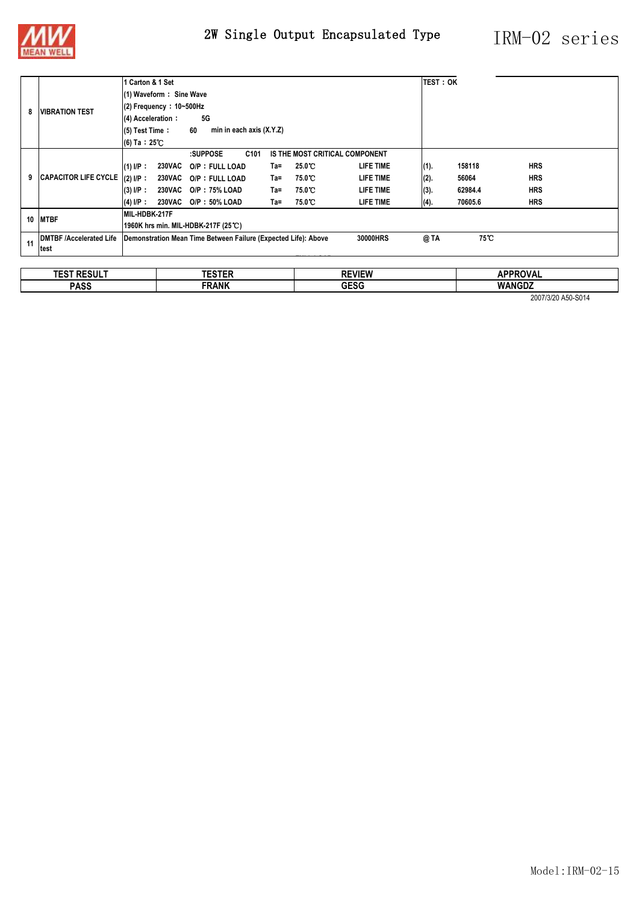| | | | |
|---|---|---|---|
| 8 | VIBRATION TEST | 1 Carton & 1 Set<br>(1) Waveform：Sine Wave<br>(2) Frequency：10~500Hz<br>(4) Acceleration：5G<br>(5) Test Time：60 min in each axis (X.Y.Z)<br>(6) Ta：25℃ | TEST：OK |
| 9 | CAPACITOR LIFE CYCLE | :SUPPOSE C101 IS THE MOST CRITICAL COMPONENT<br>(1) I/P：230VAC O/P：FULL LOAD Ta= 25.0℃ LIFE TIME<br>(2) I/P：230VAC O/P：FULL LOAD Ta= 75.0℃ LIFE TIME<br>(3) I/P：230VAC O/P：75% LOAD Ta= 75.0℃ LIFE TIME<br>(4) I/P：230VAC O/P：50% LOAD Ta= 75.0℃ LIFE TIME | <br>(1). 158118 HRS<br>(2). 56064 HRS<br>(3). 62984.4 HRS<br>(4). 70605.6 HRS |
| 10 | MTBF | MIL-HDBK-217F<br>1960K hrs min. MIL-HDBK-217F (25℃) | |
| 11 | DMTBF /Accelerated Life test | Demonstration Mean Time Between Failure (Expected Life): Above 30000HRS | @TA 75℃ |

| TEST RESULT | TESTER | REVIEW | APPROVAL |
|---|---|---|---|
| PASS | FRANK | GESG | WANGDZ |

2007/3/20 A50-S014

Model:IRM-02-15